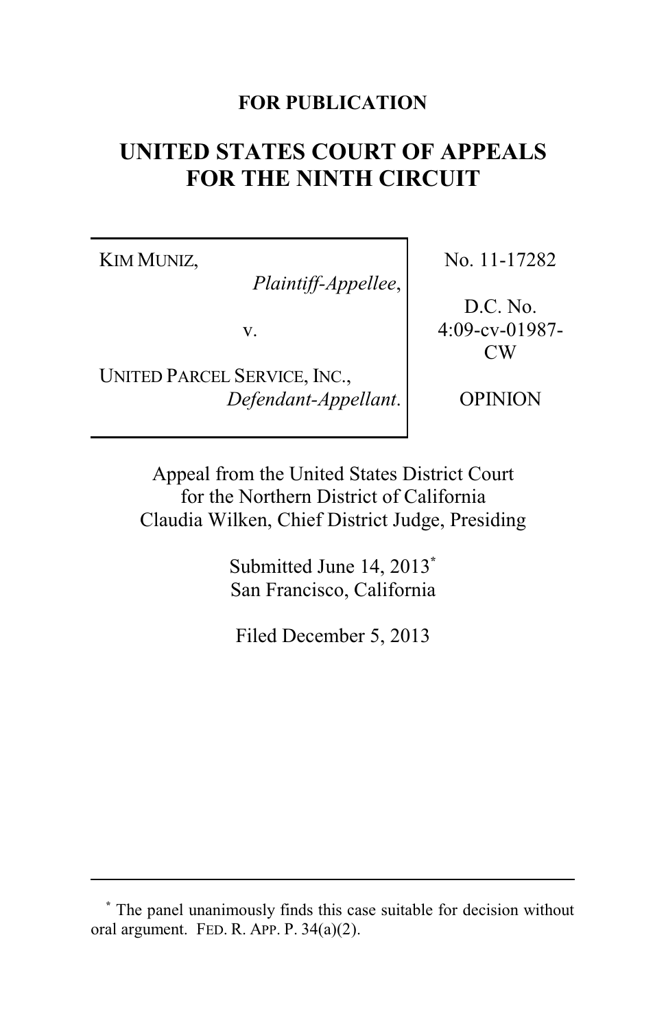**FOR PUBLICATION**

# UNITED STATES COURT OF APPEALS FOR THE NINTH CIRCUIT

| | |
|---|---|
| KIM MUNIZ, *Plaintiff-Appellee*, v. UNITED PARCEL SERVICE, INC., *Defendant-Appellant*. | No. 11-17282 D.C. No. 4:09-cv-01987-CW OPINION |

Appeal from the United States District Court for the Northern District of California Claudia Wilken, Chief District Judge, Presiding

Submitted June 14, 2013[*] San Francisco, California

Filed December 5, 2013

---

[*] The panel unanimously finds this case suitable for decision without oral argument. FED. R. APP. P. 34(a)(2).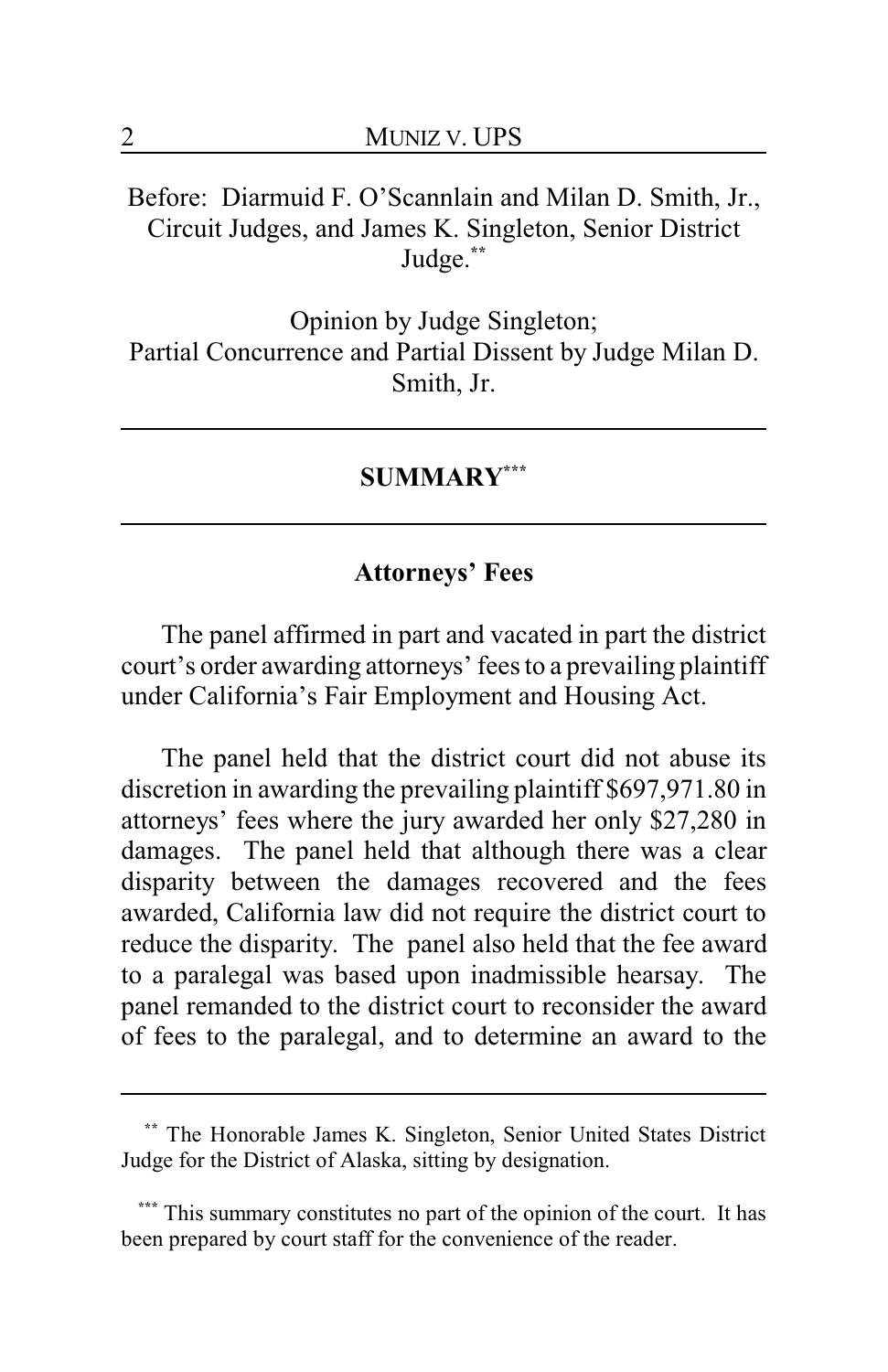Before: Diarmuid F. O'Scannlain and Milan D. Smith, Jr., Circuit Judges, and James K. Singleton, Senior District Judge.[**]

Opinion by Judge Singleton;
Partial Concurrence and Partial Dissent by Judge Milan D. Smith, Jr.

---

## SUMMARY[***]

---

### Attorneys' Fees

The panel affirmed in part and vacated in part the district court's order awarding attorneys' fees to a prevailing plaintiff under California's Fair Employment and Housing Act.

The panel held that the district court did not abuse its discretion in awarding the prevailing plaintiff $697,971.80 in attorneys' fees where the jury awarded her only $27,280 in damages. The panel held that although there was a clear disparity between the damages recovered and the fees awarded, California law did not require the district court to reduce the disparity. The panel also held that the fee award to a paralegal was based upon inadmissible hearsay. The panel remanded to the district court to reconsider the award of fees to the paralegal, and to determine an award to the

---

[**] The Honorable James K. Singleton, Senior United States District Judge for the District of Alaska, sitting by designation.

[***] This summary constitutes no part of the opinion of the court. It has been prepared by court staff for the convenience of the reader.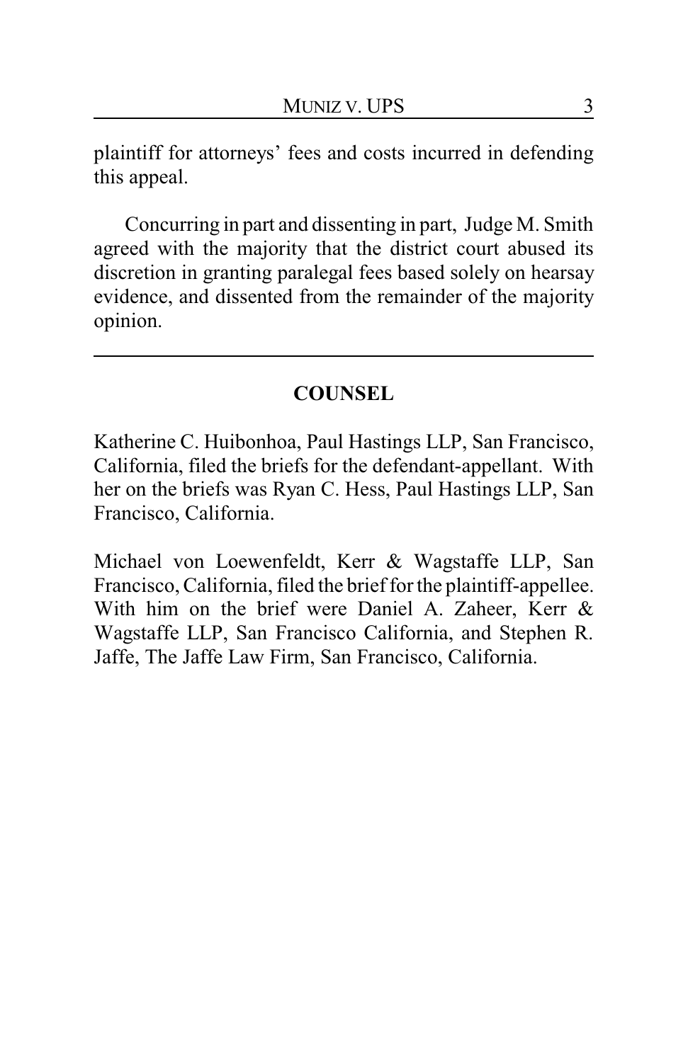plaintiff for attorneys' fees and costs incurred in defending this appeal.

Concurring in part and dissenting in part, Judge M. Smith agreed with the majority that the district court abused its discretion in granting paralegal fees based solely on hearsay evidence, and dissented from the remainder of the majority opinion.

---

## COUNSEL

Katherine C. Huibonhoa, Paul Hastings LLP, San Francisco, California, filed the briefs for the defendant-appellant. With her on the briefs was Ryan C. Hess, Paul Hastings LLP, San Francisco, California.

Michael von Loewenfeldt, Kerr & Wagstaffe LLP, San Francisco, California, filed the brief for the plaintiff-appellee. With him on the brief were Daniel A. Zaheer, Kerr & Wagstaffe LLP, San Francisco California, and Stephen R. Jaffe, The Jaffe Law Firm, San Francisco, California.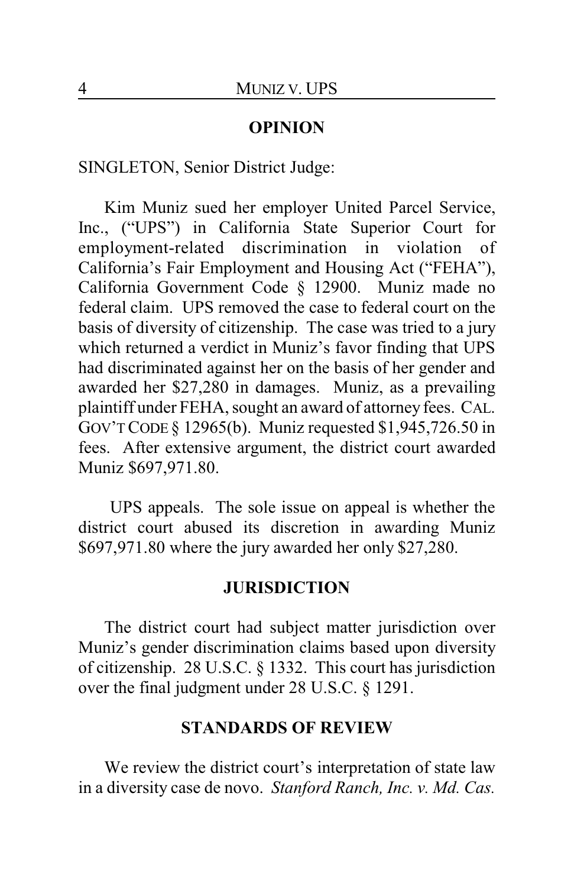## OPINION

SINGLETON, Senior District Judge:

Kim Muniz sued her employer United Parcel Service, Inc., ("UPS") in California State Superior Court for employment-related discrimination in violation of California's Fair Employment and Housing Act ("FEHA"), California Government Code § 12900. Muniz made no federal claim. UPS removed the case to federal court on the basis of diversity of citizenship. The case was tried to a jury which returned a verdict in Muniz's favor finding that UPS had discriminated against her on the basis of her gender and awarded her $27,280 in damages. Muniz, as a prevailing plaintiff under FEHA, sought an award of attorney fees. CAL. GOV'T CODE § 12965(b). Muniz requested $1,945,726.50 in fees. After extensive argument, the district court awarded Muniz $697,971.80.

UPS appeals. The sole issue on appeal is whether the district court abused its discretion in awarding Muniz $697,971.80 where the jury awarded her only $27,280.

## JURISDICTION

The district court had subject matter jurisdiction over Muniz's gender discrimination claims based upon diversity of citizenship. 28 U.S.C. § 1332. This court has jurisdiction over the final judgment under 28 U.S.C. § 1291.

## STANDARDS OF REVIEW

We review the district court's interpretation of state law in a diversity case de novo. *Stanford Ranch, Inc. v. Md. Cas.*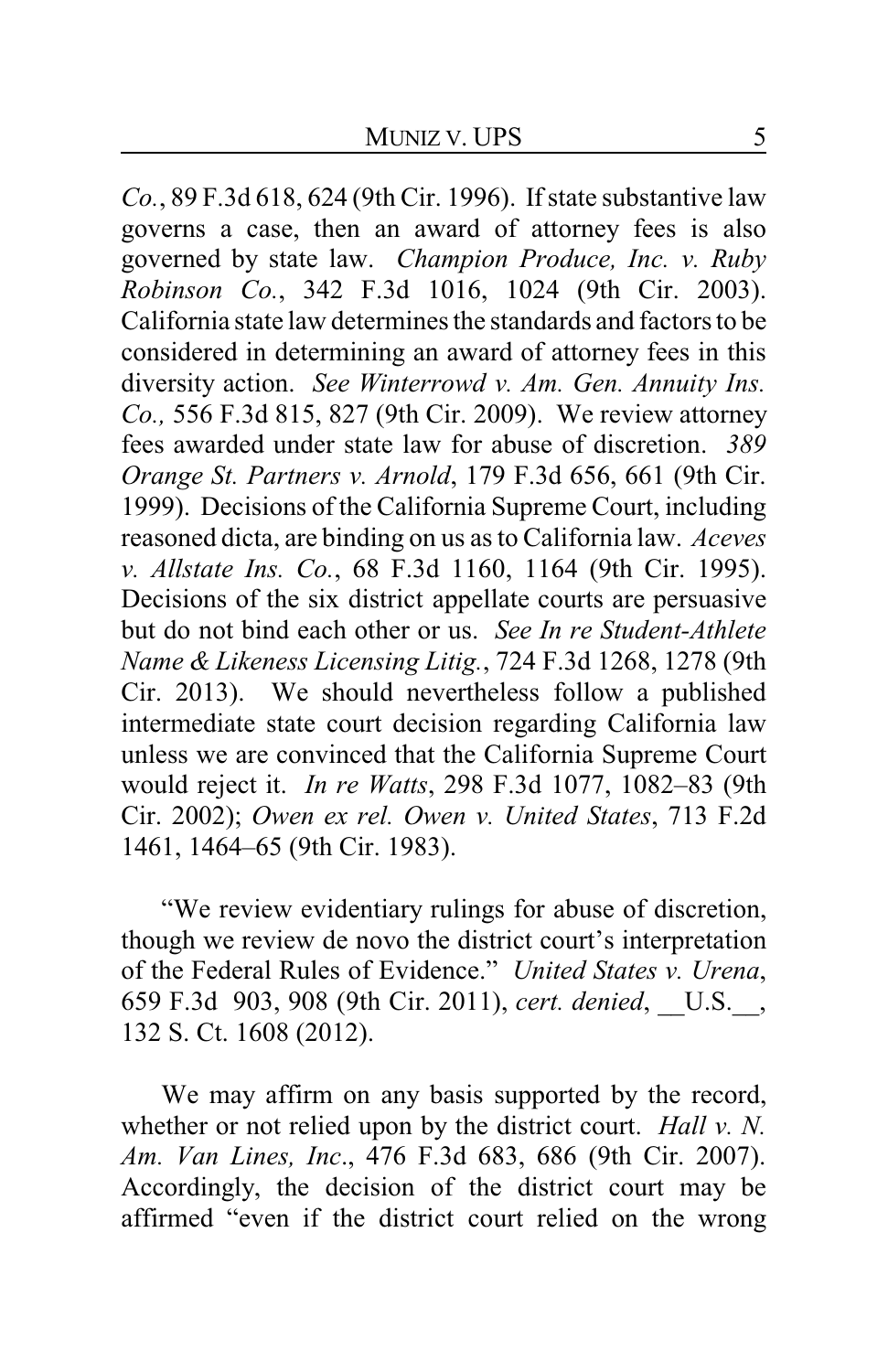*Co.*, 89 F.3d 618, 624 (9th Cir. 1996). If state substantive law governs a case, then an award of attorney fees is also governed by state law. *Champion Produce, Inc. v. Ruby Robinson Co.*, 342 F.3d 1016, 1024 (9th Cir. 2003). California state law determines the standards and factors to be considered in determining an award of attorney fees in this diversity action. *See Winterrowd v. Am. Gen. Annuity Ins. Co.,* 556 F.3d 815, 827 (9th Cir. 2009). We review attorney fees awarded under state law for abuse of discretion. *389 Orange St. Partners v. Arnold*, 179 F.3d 656, 661 (9th Cir. 1999). Decisions of the California Supreme Court, including reasoned dicta, are binding on us as to California law. *Aceves v. Allstate Ins. Co.*, 68 F.3d 1160, 1164 (9th Cir. 1995). Decisions of the six district appellate courts are persuasive but do not bind each other or us. *See In re Student-Athlete Name & Likeness Licensing Litig.*, 724 F.3d 1268, 1278 (9th Cir. 2013). We should nevertheless follow a published intermediate state court decision regarding California law unless we are convinced that the California Supreme Court would reject it. *In re Watts*, 298 F.3d 1077, 1082–83 (9th Cir. 2002); *Owen ex rel. Owen v. United States*, 713 F.2d 1461, 1464–65 (9th Cir. 1983).

"We review evidentiary rulings for abuse of discretion, though we review de novo the district court's interpretation of the Federal Rules of Evidence." *United States v. Urena*, 659 F.3d 903, 908 (9th Cir. 2011), *cert. denied*, __U.S.__, 132 S. Ct. 1608 (2012).

We may affirm on any basis supported by the record, whether or not relied upon by the district court. *Hall v. N. Am. Van Lines, Inc*., 476 F.3d 683, 686 (9th Cir. 2007). Accordingly, the decision of the district court may be affirmed "even if the district court relied on the wrong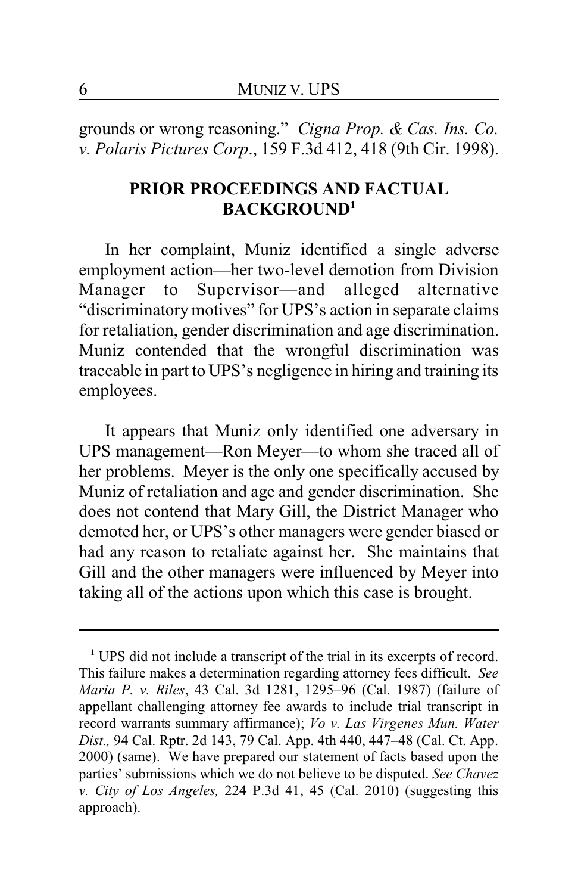grounds or wrong reasoning." *Cigna Prop. & Cas. Ins. Co. v. Polaris Pictures Corp*., 159 F.3d 412, 418 (9th Cir. 1998).

## PRIOR PROCEEDINGS AND FACTUAL BACKGROUND[1]

In her complaint, Muniz identified a single adverse employment action—her two-level demotion from Division Manager to Supervisor—and alleged alternative "discriminatory motives" for UPS's action in separate claims for retaliation, gender discrimination and age discrimination. Muniz contended that the wrongful discrimination was traceable in part to UPS's negligence in hiring and training its employees.

It appears that Muniz only identified one adversary in UPS management—Ron Meyer—to whom she traced all of her problems. Meyer is the only one specifically accused by Muniz of retaliation and age and gender discrimination. She does not contend that Mary Gill, the District Manager who demoted her, or UPS's other managers were gender biased or had any reason to retaliate against her. She maintains that Gill and the other managers were influenced by Meyer into taking all of the actions upon which this case is brought.

---

[1] UPS did not include a transcript of the trial in its excerpts of record. This failure makes a determination regarding attorney fees difficult. *See Maria P. v. Riles*, 43 Cal. 3d 1281, 1295–96 (Cal. 1987) (failure of appellant challenging attorney fee awards to include trial transcript in record warrants summary affirmance); *Vo v. Las Virgenes Mun. Water Dist.,* 94 Cal. Rptr. 2d 143, 79 Cal. App. 4th 440, 447–48 (Cal. Ct. App. 2000) (same). We have prepared our statement of facts based upon the parties' submissions which we do not believe to be disputed. *See Chavez v. City of Los Angeles,* 224 P.3d 41, 45 (Cal. 2010) (suggesting this approach).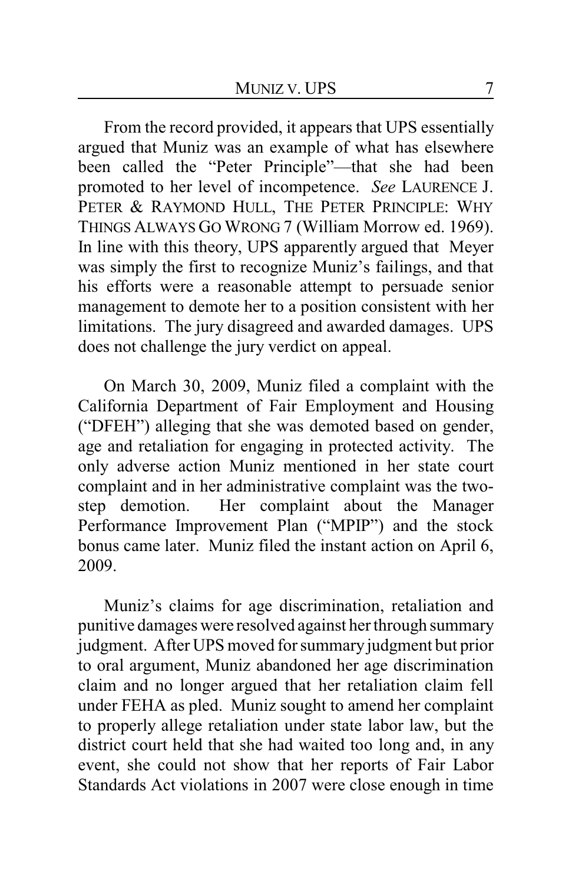From the record provided, it appears that UPS essentially argued that Muniz was an example of what has elsewhere been called the "Peter Principle"—that she had been promoted to her level of incompetence. *See* LAURENCE J. PETER & RAYMOND HULL, THE PETER PRINCIPLE: WHY THINGS ALWAYS GO WRONG 7 (William Morrow ed. 1969). In line with this theory, UPS apparently argued that Meyer was simply the first to recognize Muniz's failings, and that his efforts were a reasonable attempt to persuade senior management to demote her to a position consistent with her limitations. The jury disagreed and awarded damages. UPS does not challenge the jury verdict on appeal.

On March 30, 2009, Muniz filed a complaint with the California Department of Fair Employment and Housing ("DFEH") alleging that she was demoted based on gender, age and retaliation for engaging in protected activity. The only adverse action Muniz mentioned in her state court complaint and in her administrative complaint was the two-step demotion. Her complaint about the Manager Performance Improvement Plan ("MPIP") and the stock bonus came later. Muniz filed the instant action on April 6, 2009.

Muniz's claims for age discrimination, retaliation and punitive damages were resolved against her through summary judgment. After UPS moved for summary judgment but prior to oral argument, Muniz abandoned her age discrimination claim and no longer argued that her retaliation claim fell under FEHA as pled. Muniz sought to amend her complaint to properly allege retaliation under state labor law, but the district court held that she had waited too long and, in any event, she could not show that her reports of Fair Labor Standards Act violations in 2007 were close enough in time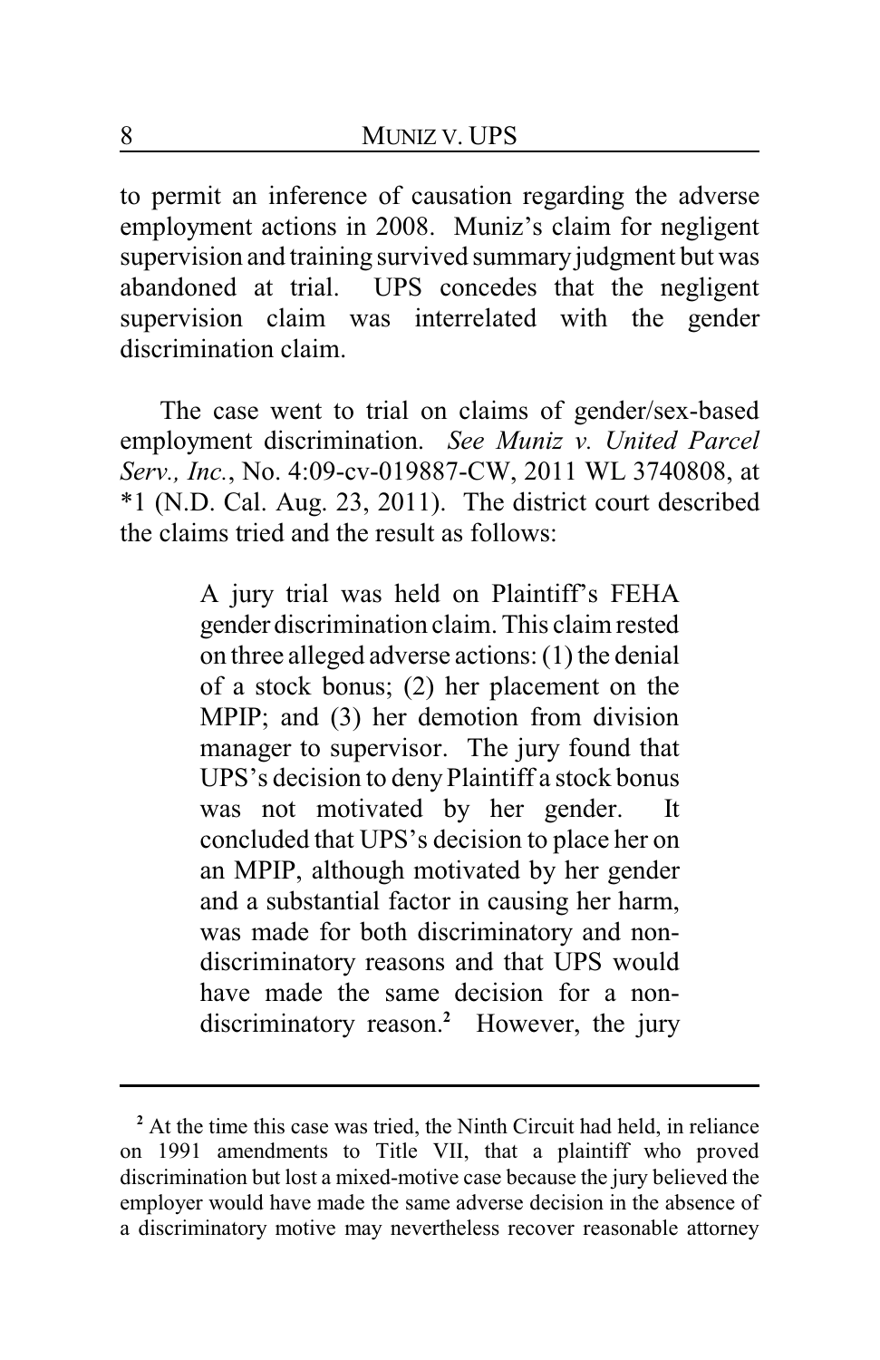to permit an inference of causation regarding the adverse employment actions in 2008. Muniz's claim for negligent supervision and training survived summary judgment but was abandoned at trial. UPS concedes that the negligent supervision claim was interrelated with the gender discrimination claim.

The case went to trial on claims of gender/sex-based employment discrimination. *See Muniz v. United Parcel Serv., Inc.*, No. 4:09-cv-019887-CW, 2011 WL 3740808, at *1 (N.D. Cal. Aug. 23, 2011). The district court described the claims tried and the result as follows:

> A jury trial was held on Plaintiff's FEHA gender discrimination claim. This claim rested on three alleged adverse actions: (1) the denial of a stock bonus; (2) her placement on the MPIP; and (3) her demotion from division manager to supervisor. The jury found that UPS's decision to deny Plaintiff a stock bonus was not motivated by her gender. It concluded that UPS's decision to place her on an MPIP, although motivated by her gender and a substantial factor in causing her harm, was made for both discriminatory and non-discriminatory reasons and that UPS would have made the same decision for a non-discriminatory reason.[2] However, the jury

[2] At the time this case was tried, the Ninth Circuit had held, in reliance on 1991 amendments to Title VII, that a plaintiff who proved discrimination but lost a mixed-motive case because the jury believed the employer would have made the same adverse decision in the absence of a discriminatory motive may nevertheless recover reasonable attorney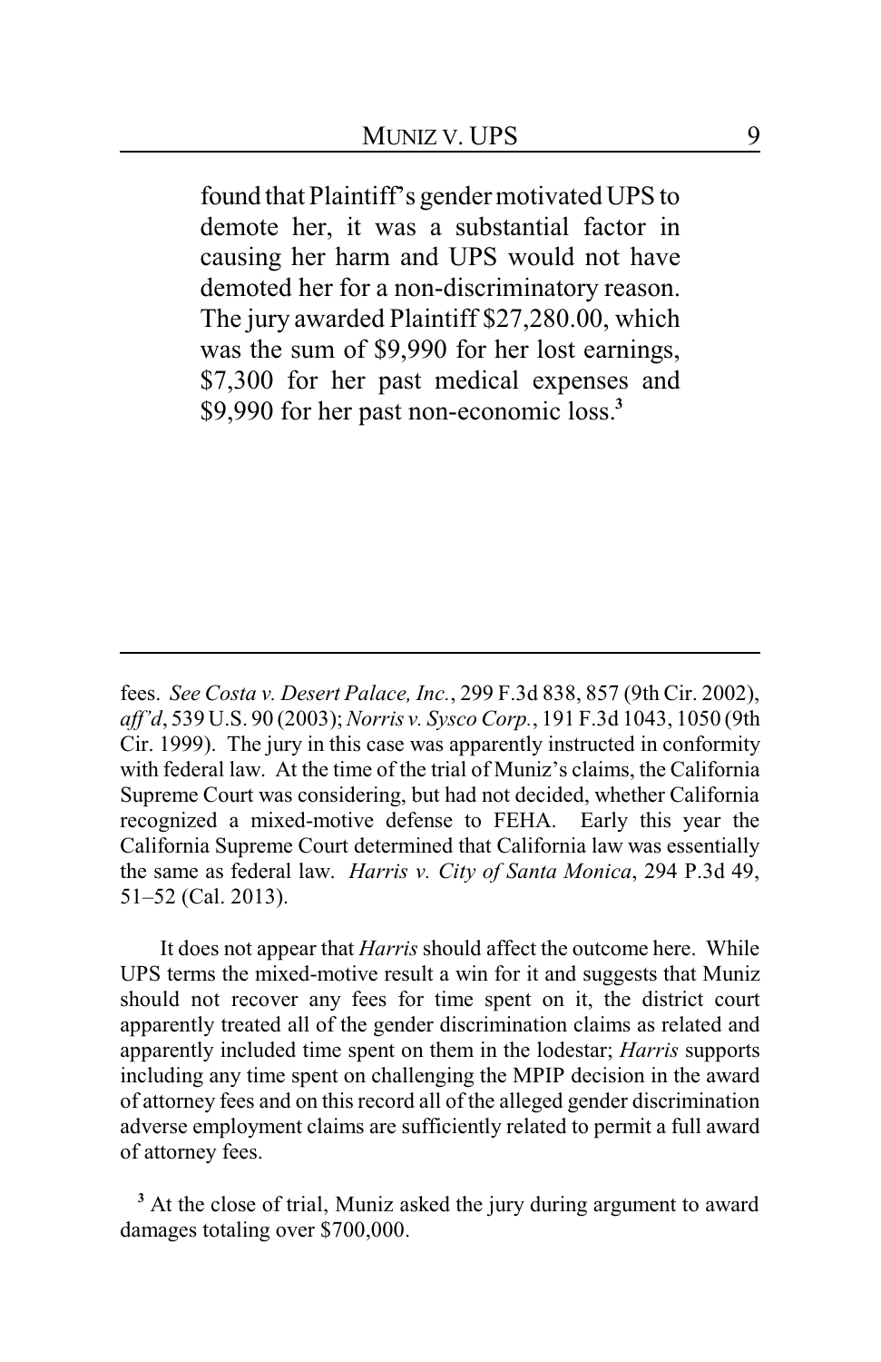found that Plaintiff's gender motivated UPS to demote her, it was a substantial factor in causing her harm and UPS would not have demoted her for a non-discriminatory reason. The jury awarded Plaintiff $27,280.00, which was the sum of $9,990 for her lost earnings, $7,300 for her past medical expenses and $9,990 for her past non-economic loss.[3]

---

fees. *See Costa v. Desert Palace, Inc.*, 299 F.3d 838, 857 (9th Cir. 2002), *aff'd*, 539 U.S. 90 (2003); *Norris v. Sysco Corp.*, 191 F.3d 1043, 1050 (9th Cir. 1999). The jury in this case was apparently instructed in conformity with federal law. At the time of the trial of Muniz's claims, the California Supreme Court was considering, but had not decided, whether California recognized a mixed-motive defense to FEHA. Early this year the California Supreme Court determined that California law was essentially the same as federal law. *Harris v. City of Santa Monica*, 294 P.3d 49, 51–52 (Cal. 2013).

It does not appear that *Harris* should affect the outcome here. While UPS terms the mixed-motive result a win for it and suggests that Muniz should not recover any fees for time spent on it, the district court apparently treated all of the gender discrimination claims as related and apparently included time spent on them in the lodestar; *Harris* supports including any time spent on challenging the MPIP decision in the award of attorney fees and on this record all of the alleged gender discrimination adverse employment claims are sufficiently related to permit a full award of attorney fees.

[3] At the close of trial, Muniz asked the jury during argument to award damages totaling over $700,000.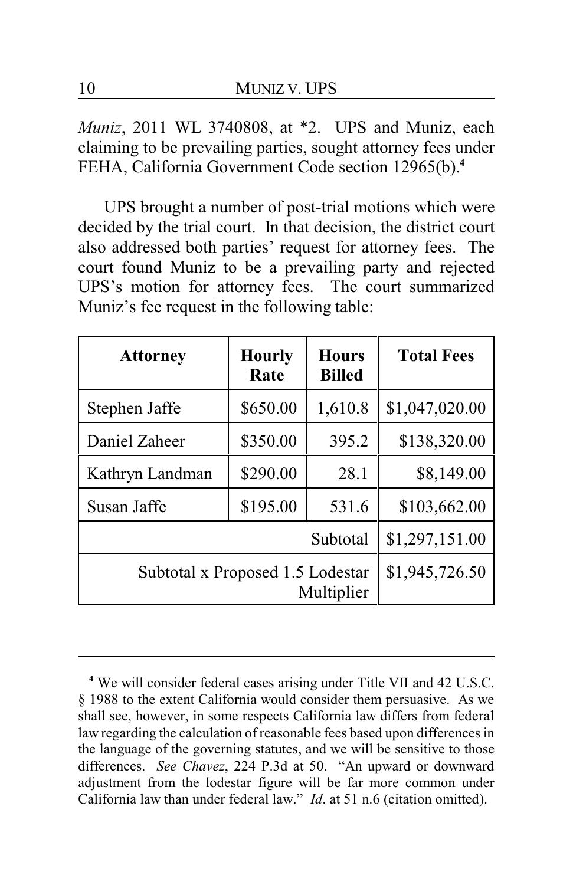*Muniz*, 2011 WL 3740808, at *2. UPS and Muniz, each claiming to be prevailing parties, sought attorney fees under FEHA, California Government Code section 12965(b).[4]

UPS brought a number of post-trial motions which were decided by the trial court. In that decision, the district court also addressed both parties' request for attorney fees. The court found Muniz to be a prevailing party and rejected UPS's motion for attorney fees. The court summarized Muniz's fee request in the following table:

| Attorney | Hourly Rate | Hours Billed | Total Fees |
|---|---|---|---|
| Stephen Jaffe | $650.00 | 1,610.8 | $1,047,020.00 |
| Daniel Zaheer | $350.00 | 395.2 | $138,320.00 |
| Kathryn Landman | $290.00 | 28.1 | $8,149.00 |
| Susan Jaffe | $195.00 | 531.6 | $103,662.00 |
| | | Subtotal | $1,297,151.00 |
| | | Subtotal x Proposed 1.5 Lodestar Multiplier | $1,945,726.50 |

---

[4] We will consider federal cases arising under Title VII and 42 U.S.C. § 1988 to the extent California would consider them persuasive. As we shall see, however, in some respects California law differs from federal law regarding the calculation of reasonable fees based upon differences in the language of the governing statutes, and we will be sensitive to those differences. *See Chavez*, 224 P.3d at 50. "An upward or downward adjustment from the lodestar figure will be far more common under California law than under federal law." *Id*. at 51 n.6 (citation omitted).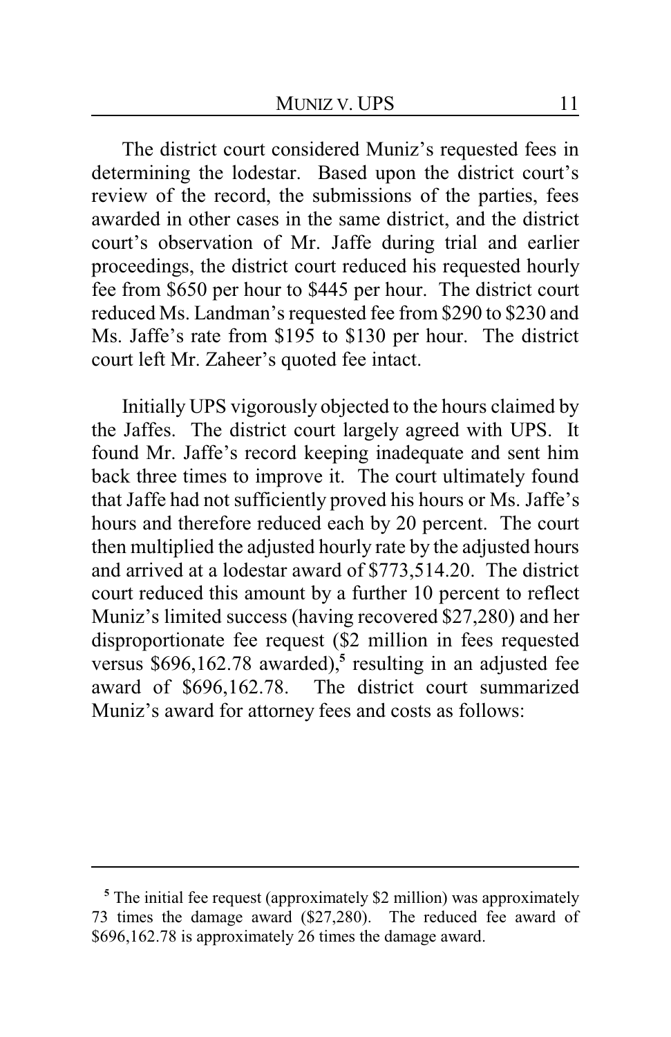The district court considered Muniz's requested fees in determining the lodestar. Based upon the district court's review of the record, the submissions of the parties, fees awarded in other cases in the same district, and the district court's observation of Mr. Jaffe during trial and earlier proceedings, the district court reduced his requested hourly fee from $650 per hour to $445 per hour. The district court reduced Ms. Landman's requested fee from $290 to $230 and Ms. Jaffe's rate from $195 to $130 per hour. The district court left Mr. Zaheer's quoted fee intact.

Initially UPS vigorously objected to the hours claimed by the Jaffes. The district court largely agreed with UPS. It found Mr. Jaffe's record keeping inadequate and sent him back three times to improve it. The court ultimately found that Jaffe had not sufficiently proved his hours or Ms. Jaffe's hours and therefore reduced each by 20 percent. The court then multiplied the adjusted hourly rate by the adjusted hours and arrived at a lodestar award of $773,514.20. The district court reduced this amount by a further 10 percent to reflect Muniz's limited success (having recovered $27,280) and her disproportionate fee request ($2 million in fees requested versus $696,162.78 awarded),[5] resulting in an adjusted fee award of $696,162.78. The district court summarized Muniz's award for attorney fees and costs as follows:

---

[5] The initial fee request (approximately $2 million) was approximately 73 times the damage award ($27,280). The reduced fee award of $696,162.78 is approximately 26 times the damage award.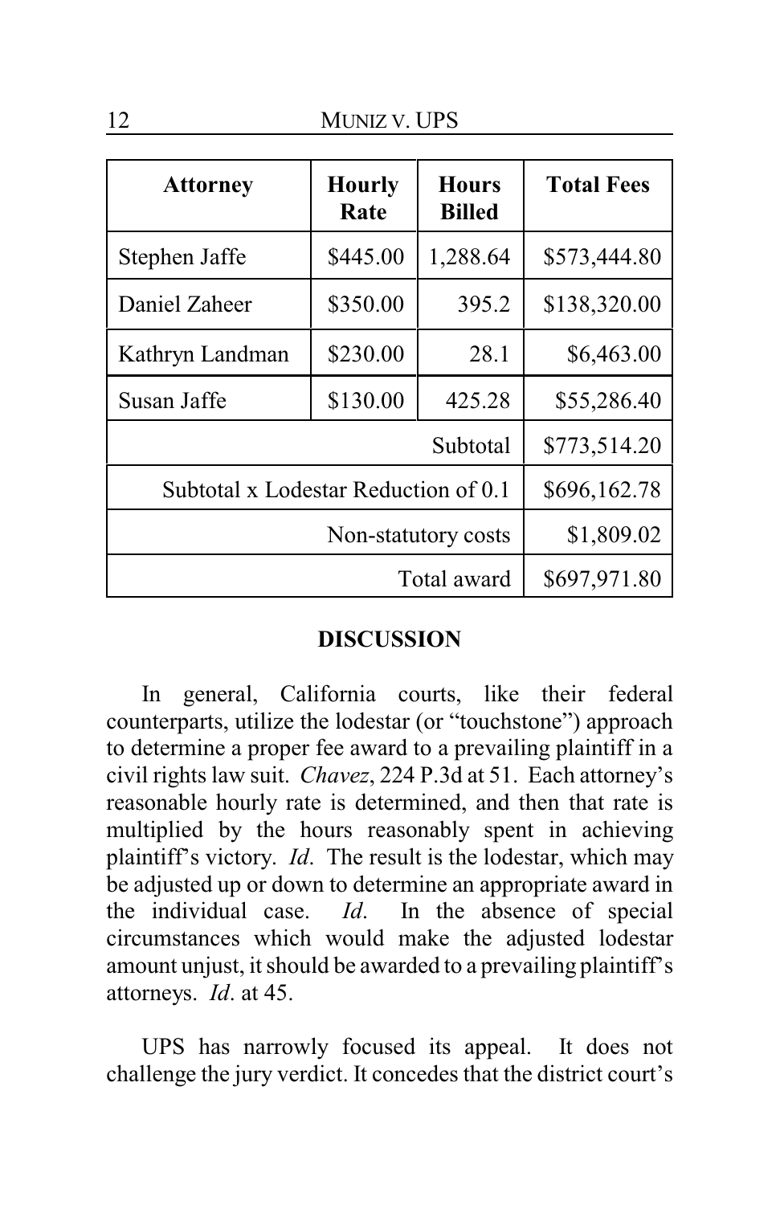| Attorney | Hourly Rate | Hours Billed | Total Fees |
|---|---|---|---|
| Stephen Jaffe | $445.00 | 1,288.64 | $573,444.80 |
| Daniel Zaheer | $350.00 | 395.2 | $138,320.00 |
| Kathryn Landman | $230.00 | 28.1 | $6,463.00 |
| Susan Jaffe | $130.00 | 425.28 | $55,286.40 |
| Subtotal | | | $773,514.20 |
| Subtotal x Lodestar Reduction of 0.1 | | | $696,162.78 |
| Non-statutory costs | | | $1,809.02 |
| Total award | | | $697,971.80 |

**DISCUSSION**

In general, California courts, like their federal counterparts, utilize the lodestar (or "touchstone") approach to determine a proper fee award to a prevailing plaintiff in a civil rights law suit. *Chavez*, 224 P.3d at 51. Each attorney's reasonable hourly rate is determined, and then that rate is multiplied by the hours reasonably spent in achieving plaintiff's victory. *Id*. The result is the lodestar, which may be adjusted up or down to determine an appropriate award in the individual case. *Id*. In the absence of special circumstances which would make the adjusted lodestar amount unjust, it should be awarded to a prevailing plaintiff's attorneys. *Id*. at 45.

UPS has narrowly focused its appeal. It does not challenge the jury verdict. It concedes that the district court's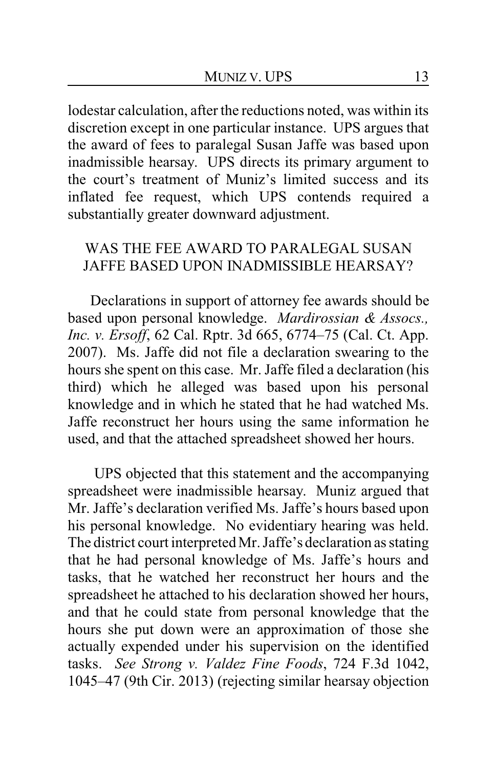lodestar calculation, after the reductions noted, was within its discretion except in one particular instance. UPS argues that the award of fees to paralegal Susan Jaffe was based upon inadmissible hearsay. UPS directs its primary argument to the court's treatment of Muniz's limited success and its inflated fee request, which UPS contends required a substantially greater downward adjustment.

## WAS THE FEE AWARD TO PARALEGAL SUSAN JAFFE BASED UPON INADMISSIBLE HEARSAY?

Declarations in support of attorney fee awards should be based upon personal knowledge. *Mardirossian & Assocs., Inc. v. Ersoff*, 62 Cal. Rptr. 3d 665, 6774–75 (Cal. Ct. App. 2007). Ms. Jaffe did not file a declaration swearing to the hours she spent on this case. Mr. Jaffe filed a declaration (his third) which he alleged was based upon his personal knowledge and in which he stated that he had watched Ms. Jaffe reconstruct her hours using the same information he used, and that the attached spreadsheet showed her hours.

UPS objected that this statement and the accompanying spreadsheet were inadmissible hearsay. Muniz argued that Mr. Jaffe's declaration verified Ms. Jaffe's hours based upon his personal knowledge. No evidentiary hearing was held. The district court interpreted Mr. Jaffe's declaration as stating that he had personal knowledge of Ms. Jaffe's hours and tasks, that he watched her reconstruct her hours and the spreadsheet he attached to his declaration showed her hours, and that he could state from personal knowledge that the hours she put down were an approximation of those she actually expended under his supervision on the identified tasks. *See Strong v. Valdez Fine Foods*, 724 F.3d 1042, 1045–47 (9th Cir. 2013) (rejecting similar hearsay objection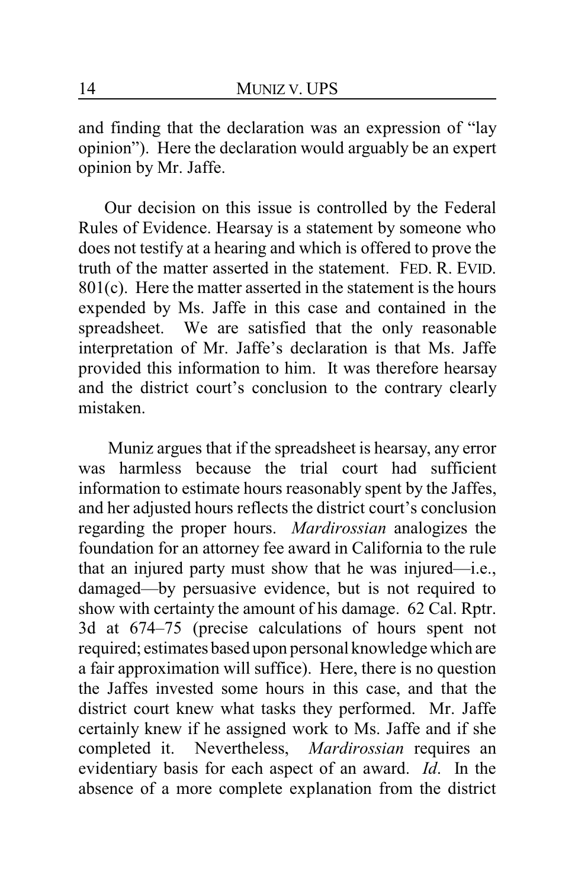and finding that the declaration was an expression of "lay opinion"). Here the declaration would arguably be an expert opinion by Mr. Jaffe.

Our decision on this issue is controlled by the Federal Rules of Evidence. Hearsay is a statement by someone who does not testify at a hearing and which is offered to prove the truth of the matter asserted in the statement. FED. R. EVID. 801(c). Here the matter asserted in the statement is the hours expended by Ms. Jaffe in this case and contained in the spreadsheet. We are satisfied that the only reasonable interpretation of Mr. Jaffe's declaration is that Ms. Jaffe provided this information to him. It was therefore hearsay and the district court's conclusion to the contrary clearly mistaken.

Muniz argues that if the spreadsheet is hearsay, any error was harmless because the trial court had sufficient information to estimate hours reasonably spent by the Jaffes, and her adjusted hours reflects the district court's conclusion regarding the proper hours. *Mardirossian* analogizes the foundation for an attorney fee award in California to the rule that an injured party must show that he was injured—i.e., damaged—by persuasive evidence, but is not required to show with certainty the amount of his damage. 62 Cal. Rptr. 3d at 674–75 (precise calculations of hours spent not required; estimates based upon personal knowledge which are a fair approximation will suffice). Here, there is no question the Jaffes invested some hours in this case, and that the district court knew what tasks they performed. Mr. Jaffe certainly knew if he assigned work to Ms. Jaffe and if she completed it. Nevertheless, *Mardirossian* requires an evidentiary basis for each aspect of an award. *Id*. In the absence of a more complete explanation from the district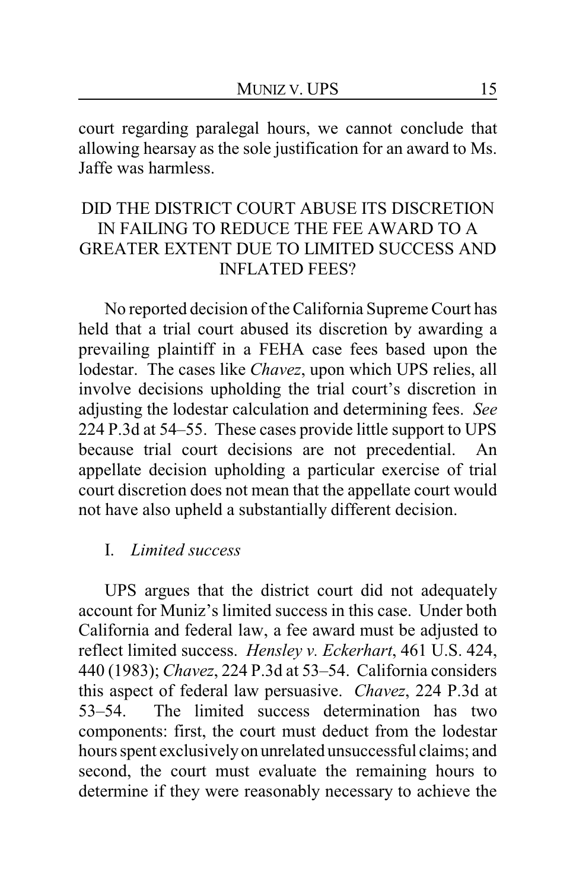court regarding paralegal hours, we cannot conclude that allowing hearsay as the sole justification for an award to Ms. Jaffe was harmless.

## DID THE DISTRICT COURT ABUSE ITS DISCRETION IN FAILING TO REDUCE THE FEE AWARD TO A GREATER EXTENT DUE TO LIMITED SUCCESS AND INFLATED FEES?

No reported decision of the California Supreme Court has held that a trial court abused its discretion by awarding a prevailing plaintiff in a FEHA case fees based upon the lodestar. The cases like *Chavez*, upon which UPS relies, all involve decisions upholding the trial court's discretion in adjusting the lodestar calculation and determining fees. *See* 224 P.3d at 54–55. These cases provide little support to UPS because trial court decisions are not precedential. An appellate decision upholding a particular exercise of trial court discretion does not mean that the appellate court would not have also upheld a substantially different decision.

### I. *Limited success*

UPS argues that the district court did not adequately account for Muniz's limited success in this case. Under both California and federal law, a fee award must be adjusted to reflect limited success. *Hensley v. Eckerhart*, 461 U.S. 424, 440 (1983); *Chavez*, 224 P.3d at 53–54. California considers this aspect of federal law persuasive. *Chavez*, 224 P.3d at 53–54. The limited success determination has two components: first, the court must deduct from the lodestar hours spent exclusively on unrelated unsuccessful claims; and second, the court must evaluate the remaining hours to determine if they were reasonably necessary to achieve the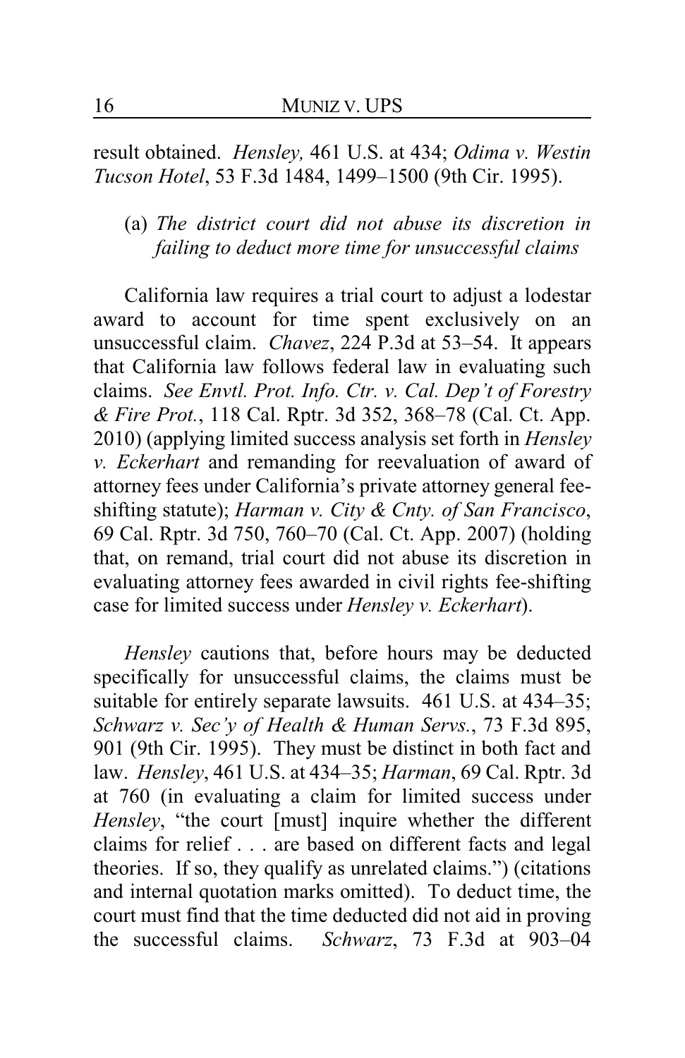result obtained. *Hensley,* 461 U.S. at 434; *Odima v. Westin Tucson Hotel*, 53 F.3d 1484, 1499–1500 (9th Cir. 1995).

(a) *The district court did not abuse its discretion in failing to deduct more time for unsuccessful claims*

California law requires a trial court to adjust a lodestar award to account for time spent exclusively on an unsuccessful claim. *Chavez*, 224 P.3d at 53–54. It appears that California law follows federal law in evaluating such claims. *See Envtl. Prot. Info. Ctr. v. Cal. Dep't of Forestry & Fire Prot.*, 118 Cal. Rptr. 3d 352, 368–78 (Cal. Ct. App. 2010) (applying limited success analysis set forth in *Hensley v. Eckerhart* and remanding for reevaluation of award of attorney fees under California's private attorney general fee-shifting statute); *Harman v. City & Cnty. of San Francisco*, 69 Cal. Rptr. 3d 750, 760–70 (Cal. Ct. App. 2007) (holding that, on remand, trial court did not abuse its discretion in evaluating attorney fees awarded in civil rights fee-shifting case for limited success under *Hensley v. Eckerhart*).

*Hensley* cautions that, before hours may be deducted specifically for unsuccessful claims, the claims must be suitable for entirely separate lawsuits. 461 U.S. at 434–35; *Schwarz v. Sec'y of Health & Human Servs.*, 73 F.3d 895, 901 (9th Cir. 1995). They must be distinct in both fact and law. *Hensley*, 461 U.S. at 434–35; *Harman*, 69 Cal. Rptr. 3d at 760 (in evaluating a claim for limited success under *Hensley*, "the court [must] inquire whether the different claims for relief . . . are based on different facts and legal theories. If so, they qualify as unrelated claims.") (citations and internal quotation marks omitted). To deduct time, the court must find that the time deducted did not aid in proving the successful claims. *Schwarz*, 73 F.3d at 903–04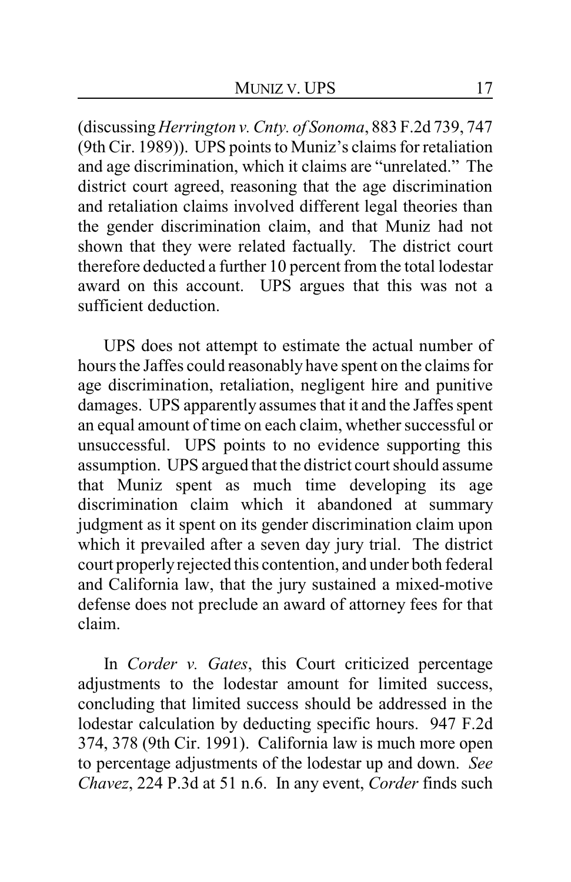(discussing *Herrington v. Cnty. of Sonoma*, 883 F.2d 739, 747 (9th Cir. 1989)). UPS points to Muniz's claims for retaliation and age discrimination, which it claims are "unrelated." The district court agreed, reasoning that the age discrimination and retaliation claims involved different legal theories than the gender discrimination claim, and that Muniz had not shown that they were related factually. The district court therefore deducted a further 10 percent from the total lodestar award on this account. UPS argues that this was not a sufficient deduction.

UPS does not attempt to estimate the actual number of hours the Jaffes could reasonably have spent on the claims for age discrimination, retaliation, negligent hire and punitive damages. UPS apparently assumes that it and the Jaffes spent an equal amount of time on each claim, whether successful or unsuccessful. UPS points to no evidence supporting this assumption. UPS argued that the district court should assume that Muniz spent as much time developing its age discrimination claim which it abandoned at summary judgment as it spent on its gender discrimination claim upon which it prevailed after a seven day jury trial. The district court properly rejected this contention, and under both federal and California law, that the jury sustained a mixed-motive defense does not preclude an award of attorney fees for that claim.

In *Corder v. Gates*, this Court criticized percentage adjustments to the lodestar amount for limited success, concluding that limited success should be addressed in the lodestar calculation by deducting specific hours. 947 F.2d 374, 378 (9th Cir. 1991). California law is much more open to percentage adjustments of the lodestar up and down. *See Chavez*, 224 P.3d at 51 n.6. In any event, *Corder* finds such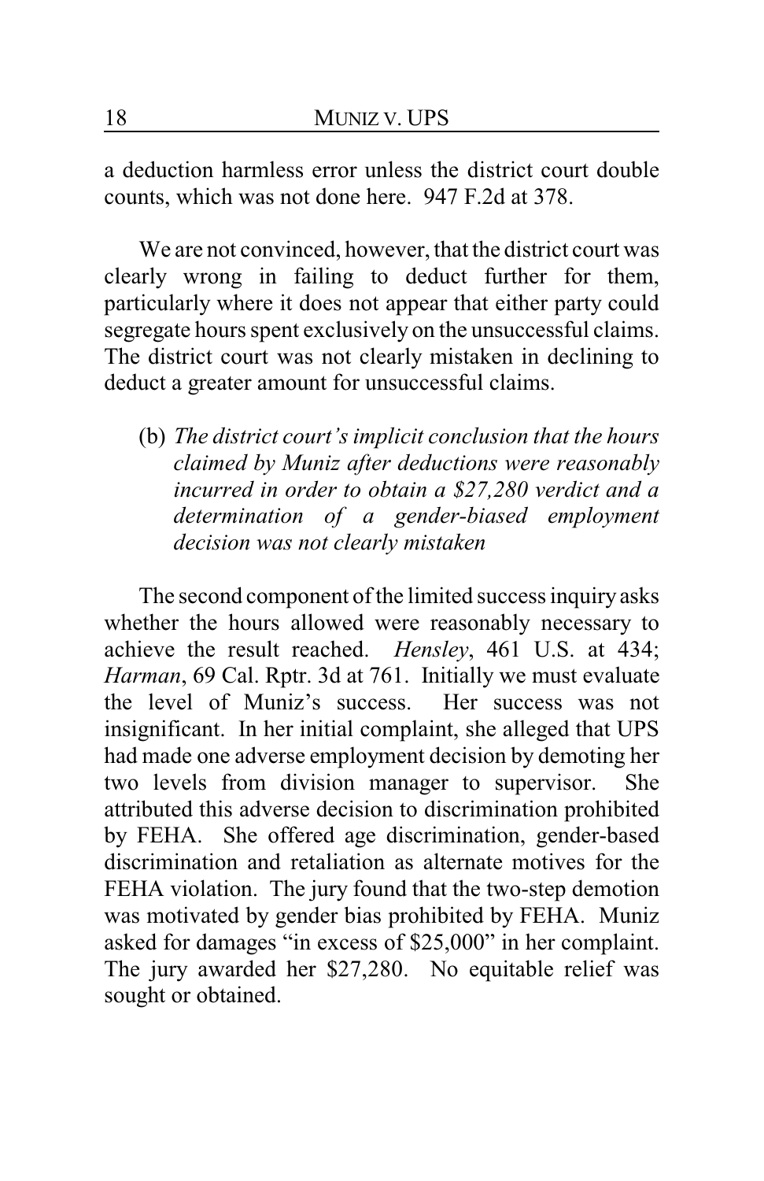a deduction harmless error unless the district court double counts, which was not done here. 947 F.2d at 378.

We are not convinced, however, that the district court was clearly wrong in failing to deduct further for them, particularly where it does not appear that either party could segregate hours spent exclusively on the unsuccessful claims. The district court was not clearly mistaken in declining to deduct a greater amount for unsuccessful claims.

(b) *The district court's implicit conclusion that the hours claimed by Muniz after deductions were reasonably incurred in order to obtain a $27,280 verdict and a determination of a gender-biased employment decision was not clearly mistaken*

The second component of the limited success inquiry asks whether the hours allowed were reasonably necessary to achieve the result reached. *Hensley*, 461 U.S. at 434; *Harman*, 69 Cal. Rptr. 3d at 761. Initially we must evaluate the level of Muniz's success. Her success was not insignificant. In her initial complaint, she alleged that UPS had made one adverse employment decision by demoting her two levels from division manager to supervisor. She attributed this adverse decision to discrimination prohibited by FEHA. She offered age discrimination, gender-based discrimination and retaliation as alternate motives for the FEHA violation. The jury found that the two-step demotion was motivated by gender bias prohibited by FEHA. Muniz asked for damages "in excess of $25,000" in her complaint. The jury awarded her $27,280. No equitable relief was sought or obtained.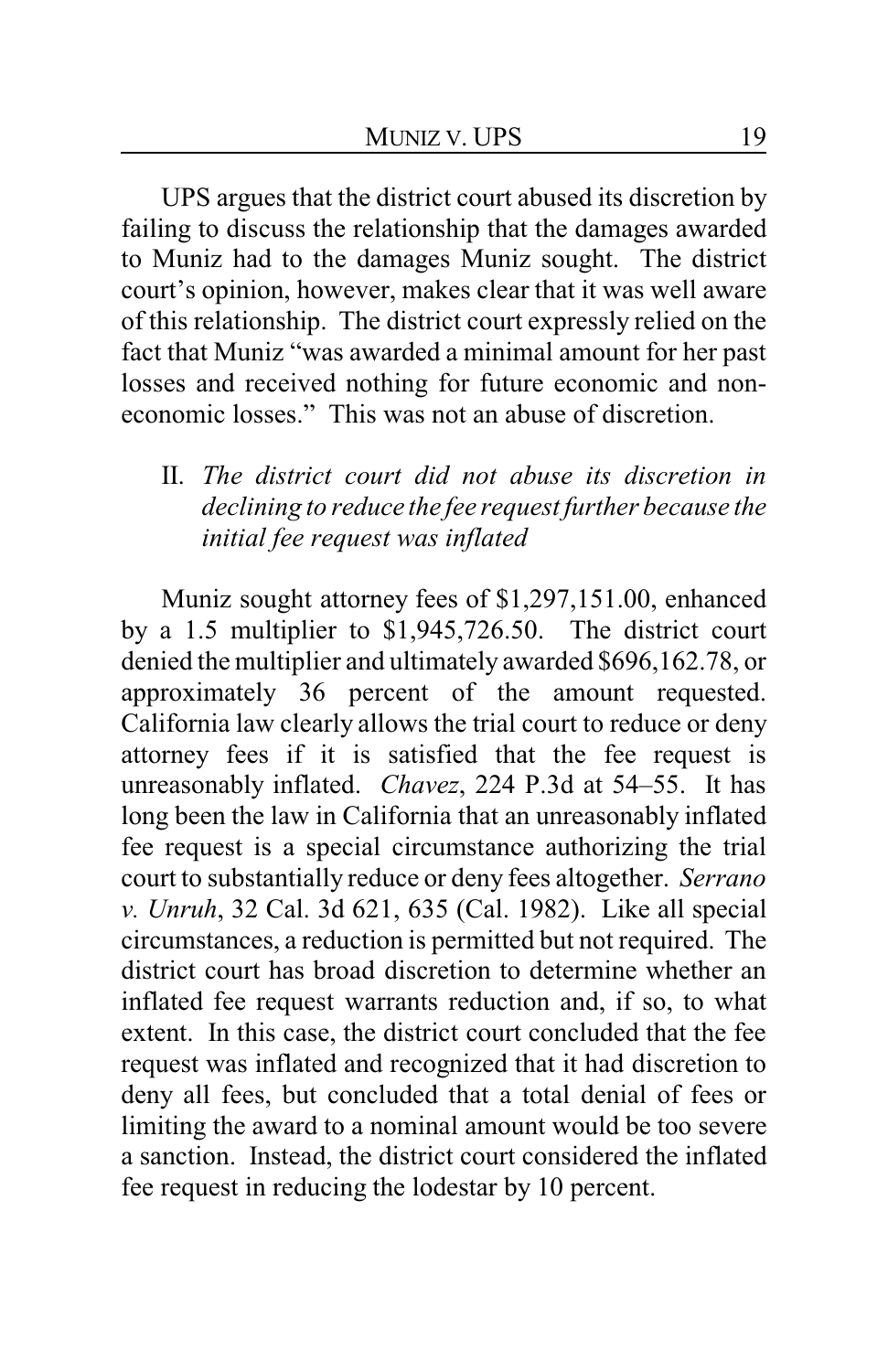UPS argues that the district court abused its discretion by failing to discuss the relationship that the damages awarded to Muniz had to the damages Muniz sought. The district court's opinion, however, makes clear that it was well aware of this relationship. The district court expressly relied on the fact that Muniz "was awarded a minimal amount for her past losses and received nothing for future economic and non-economic losses." This was not an abuse of discretion.

II. *The district court did not abuse its discretion in declining to reduce the fee request further because the initial fee request was inflated*

Muniz sought attorney fees of $1,297,151.00, enhanced by a 1.5 multiplier to $1,945,726.50. The district court denied the multiplier and ultimately awarded $696,162.78, or approximately 36 percent of the amount requested. California law clearly allows the trial court to reduce or deny attorney fees if it is satisfied that the fee request is unreasonably inflated. *Chavez*, 224 P.3d at 54–55. It has long been the law in California that an unreasonably inflated fee request is a special circumstance authorizing the trial court to substantially reduce or deny fees altogether. *Serrano v. Unruh*, 32 Cal. 3d 621, 635 (Cal. 1982). Like all special circumstances, a reduction is permitted but not required. The district court has broad discretion to determine whether an inflated fee request warrants reduction and, if so, to what extent. In this case, the district court concluded that the fee request was inflated and recognized that it had discretion to deny all fees, but concluded that a total denial of fees or limiting the award to a nominal amount would be too severe a sanction. Instead, the district court considered the inflated fee request in reducing the lodestar by 10 percent.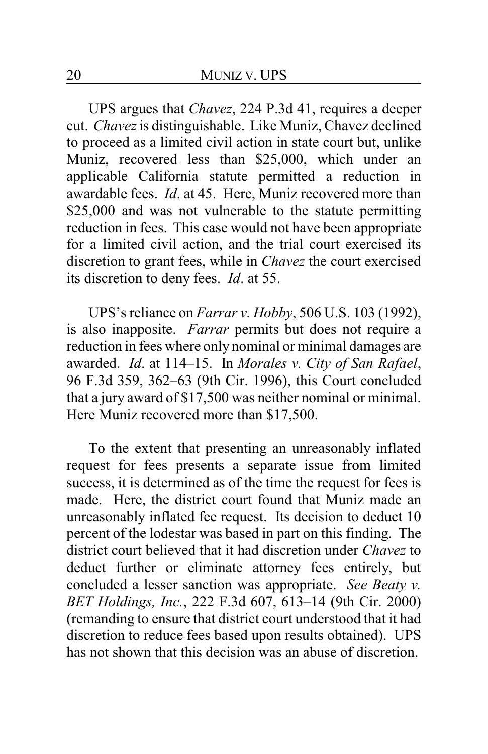UPS argues that *Chavez*, 224 P.3d 41, requires a deeper cut. *Chavez* is distinguishable. Like Muniz, Chavez declined to proceed as a limited civil action in state court but, unlike Muniz, recovered less than $25,000, which under an applicable California statute permitted a reduction in awardable fees. *Id*. at 45. Here, Muniz recovered more than $25,000 and was not vulnerable to the statute permitting reduction in fees. This case would not have been appropriate for a limited civil action, and the trial court exercised its discretion to grant fees, while in *Chavez* the court exercised its discretion to deny fees. *Id*. at 55.

UPS's reliance on *Farrar v. Hobby*, 506 U.S. 103 (1992), is also inapposite. *Farrar* permits but does not require a reduction in fees where only nominal or minimal damages are awarded. *Id*. at 114–15. In *Morales v. City of San Rafael*, 96 F.3d 359, 362–63 (9th Cir. 1996), this Court concluded that a jury award of $17,500 was neither nominal or minimal. Here Muniz recovered more than $17,500.

To the extent that presenting an unreasonably inflated request for fees presents a separate issue from limited success, it is determined as of the time the request for fees is made. Here, the district court found that Muniz made an unreasonably inflated fee request. Its decision to deduct 10 percent of the lodestar was based in part on this finding. The district court believed that it had discretion under *Chavez* to deduct further or eliminate attorney fees entirely, but concluded a lesser sanction was appropriate. *See Beaty v. BET Holdings, Inc.*, 222 F.3d 607, 613–14 (9th Cir. 2000) (remanding to ensure that district court understood that it had discretion to reduce fees based upon results obtained). UPS has not shown that this decision was an abuse of discretion.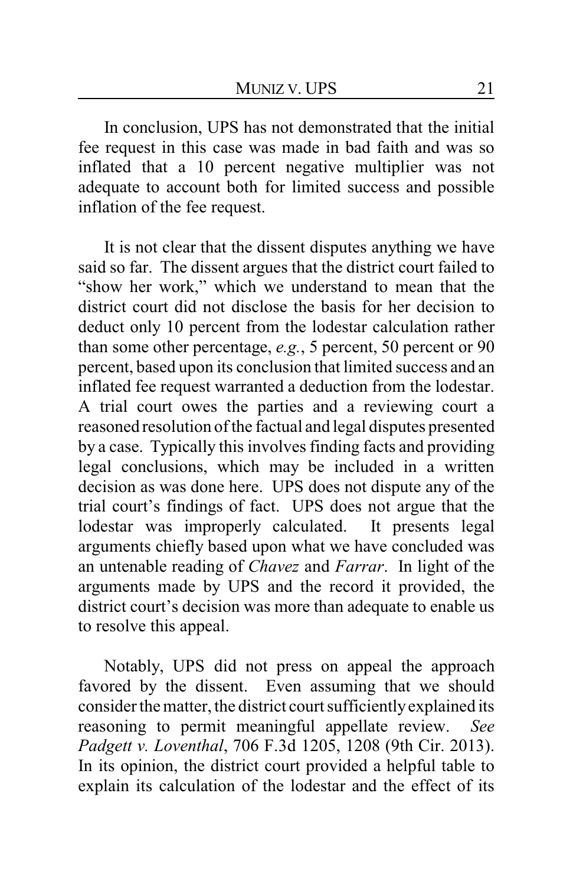In conclusion, UPS has not demonstrated that the initial fee request in this case was made in bad faith and was so inflated that a 10 percent negative multiplier was not adequate to account both for limited success and possible inflation of the fee request.

It is not clear that the dissent disputes anything we have said so far. The dissent argues that the district court failed to "show her work," which we understand to mean that the district court did not disclose the basis for her decision to deduct only 10 percent from the lodestar calculation rather than some other percentage, *e.g.*, 5 percent, 50 percent or 90 percent, based upon its conclusion that limited success and an inflated fee request warranted a deduction from the lodestar. A trial court owes the parties and a reviewing court a reasoned resolution of the factual and legal disputes presented by a case. Typically this involves finding facts and providing legal conclusions, which may be included in a written decision as was done here. UPS does not dispute any of the trial court's findings of fact. UPS does not argue that the lodestar was improperly calculated. It presents legal arguments chiefly based upon what we have concluded was an untenable reading of *Chavez* and *Farrar*. In light of the arguments made by UPS and the record it provided, the district court's decision was more than adequate to enable us to resolve this appeal.

Notably, UPS did not press on appeal the approach favored by the dissent. Even assuming that we should consider the matter, the district court sufficiently explained its reasoning to permit meaningful appellate review. *See Padgett v. Loventhal*, 706 F.3d 1205, 1208 (9th Cir. 2013). In its opinion, the district court provided a helpful table to explain its calculation of the lodestar and the effect of its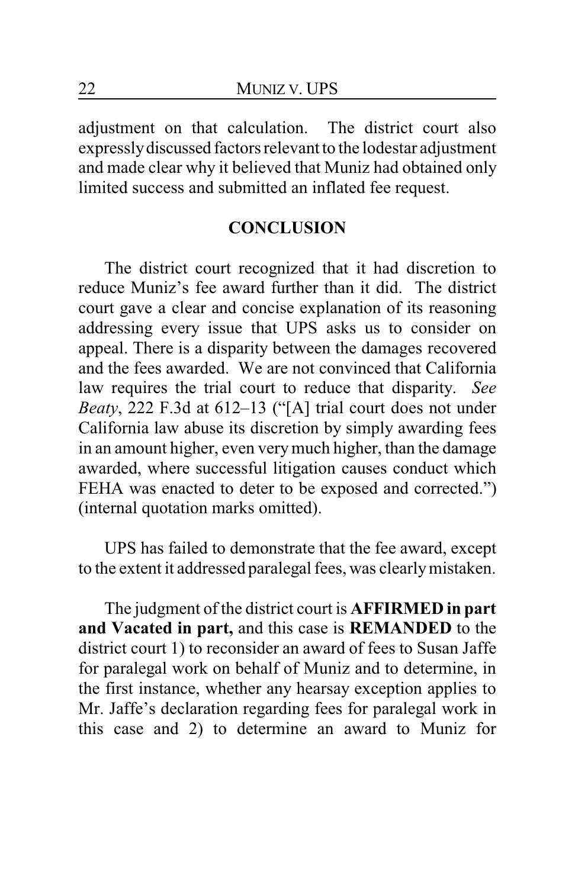adjustment on that calculation. The district court also expressly discussed factors relevant to the lodestar adjustment and made clear why it believed that Muniz had obtained only limited success and submitted an inflated fee request.

## CONCLUSION

The district court recognized that it had discretion to reduce Muniz's fee award further than it did. The district court gave a clear and concise explanation of its reasoning addressing every issue that UPS asks us to consider on appeal. There is a disparity between the damages recovered and the fees awarded. We are not convinced that California law requires the trial court to reduce that disparity. *See Beaty*, 222 F.3d at 612–13 ("[A] trial court does not under California law abuse its discretion by simply awarding fees in an amount higher, even very much higher, than the damage awarded, where successful litigation causes conduct which FEHA was enacted to deter to be exposed and corrected.") (internal quotation marks omitted).

UPS has failed to demonstrate that the fee award, except to the extent it addressed paralegal fees, was clearly mistaken.

The judgment of the district court is **AFFIRMED in part and Vacated in part,** and this case is **REMANDED** to the district court 1) to reconsider an award of fees to Susan Jaffe for paralegal work on behalf of Muniz and to determine, in the first instance, whether any hearsay exception applies to Mr. Jaffe's declaration regarding fees for paralegal work in this case and 2) to determine an award to Muniz for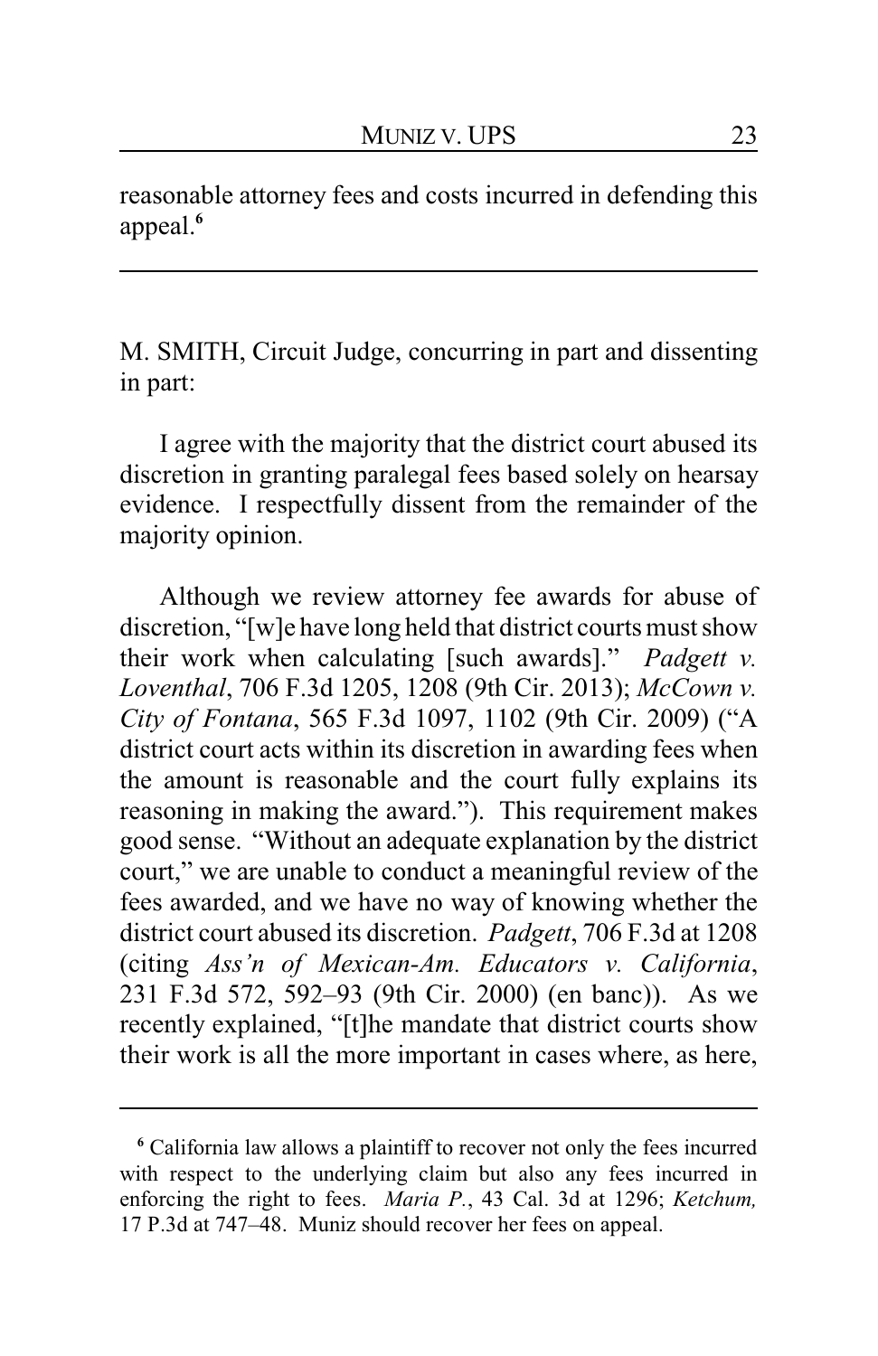reasonable attorney fees and costs incurred in defending this appeal.[6]

---

M. SMITH, Circuit Judge, concurring in part and dissenting in part:

I agree with the majority that the district court abused its discretion in granting paralegal fees based solely on hearsay evidence. I respectfully dissent from the remainder of the majority opinion.

Although we review attorney fee awards for abuse of discretion, "[w]e have long held that district courts must show their work when calculating [such awards]." *Padgett v. Loventhal*, 706 F.3d 1205, 1208 (9th Cir. 2013); *McCown v. City of Fontana*, 565 F.3d 1097, 1102 (9th Cir. 2009) ("A district court acts within its discretion in awarding fees when the amount is reasonable and the court fully explains its reasoning in making the award."). This requirement makes good sense. "Without an adequate explanation by the district court," we are unable to conduct a meaningful review of the fees awarded, and we have no way of knowing whether the district court abused its discretion. *Padgett*, 706 F.3d at 1208 (citing *Ass'n of Mexican-Am. Educators v. California*, 231 F.3d 572, 592–93 (9th Cir. 2000) (en banc)). As we recently explained, "[t]he mandate that district courts show their work is all the more important in cases where, as here,

---

[6] California law allows a plaintiff to recover not only the fees incurred with respect to the underlying claim but also any fees incurred in enforcing the right to fees. *Maria P.*, 43 Cal. 3d at 1296; *Ketchum,* 17 P.3d at 747–48. Muniz should recover her fees on appeal.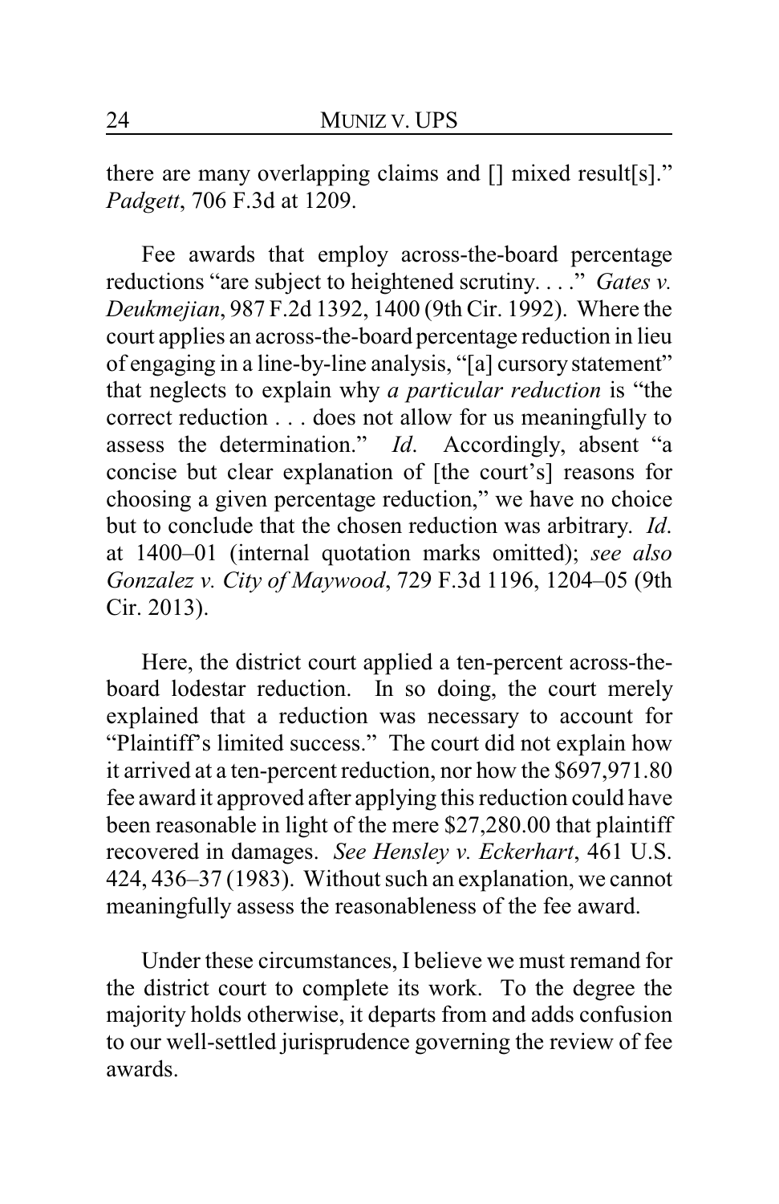there are many overlapping claims and [] mixed result[s]." *Padgett*, 706 F.3d at 1209.

Fee awards that employ across-the-board percentage reductions "are subject to heightened scrutiny. . . ." *Gates v. Deukmejian*, 987 F.2d 1392, 1400 (9th Cir. 1992). Where the court applies an across-the-board percentage reduction in lieu of engaging in a line-by-line analysis, "[a] cursory statement" that neglects to explain why *a particular reduction* is "the correct reduction . . . does not allow for us meaningfully to assess the determination." *Id*. Accordingly, absent "a concise but clear explanation of [the court's] reasons for choosing a given percentage reduction," we have no choice but to conclude that the chosen reduction was arbitrary. *Id*. at 1400–01 (internal quotation marks omitted); *see also Gonzalez v. City of Maywood*, 729 F.3d 1196, 1204–05 (9th Cir. 2013).

Here, the district court applied a ten-percent across-the-board lodestar reduction. In so doing, the court merely explained that a reduction was necessary to account for "Plaintiff's limited success." The court did not explain how it arrived at a ten-percent reduction, nor how the $697,971.80 fee award it approved after applying this reduction could have been reasonable in light of the mere $27,280.00 that plaintiff recovered in damages. *See Hensley v. Eckerhart*, 461 U.S. 424, 436–37 (1983). Without such an explanation, we cannot meaningfully assess the reasonableness of the fee award.

Under these circumstances, I believe we must remand for the district court to complete its work. To the degree the majority holds otherwise, it departs from and adds confusion to our well-settled jurisprudence governing the review of fee awards.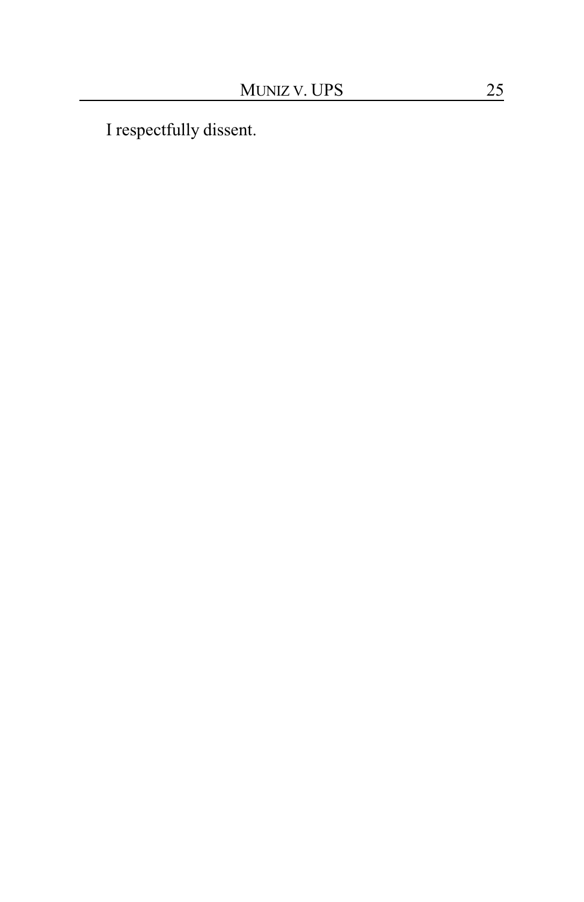I respectfully dissent.